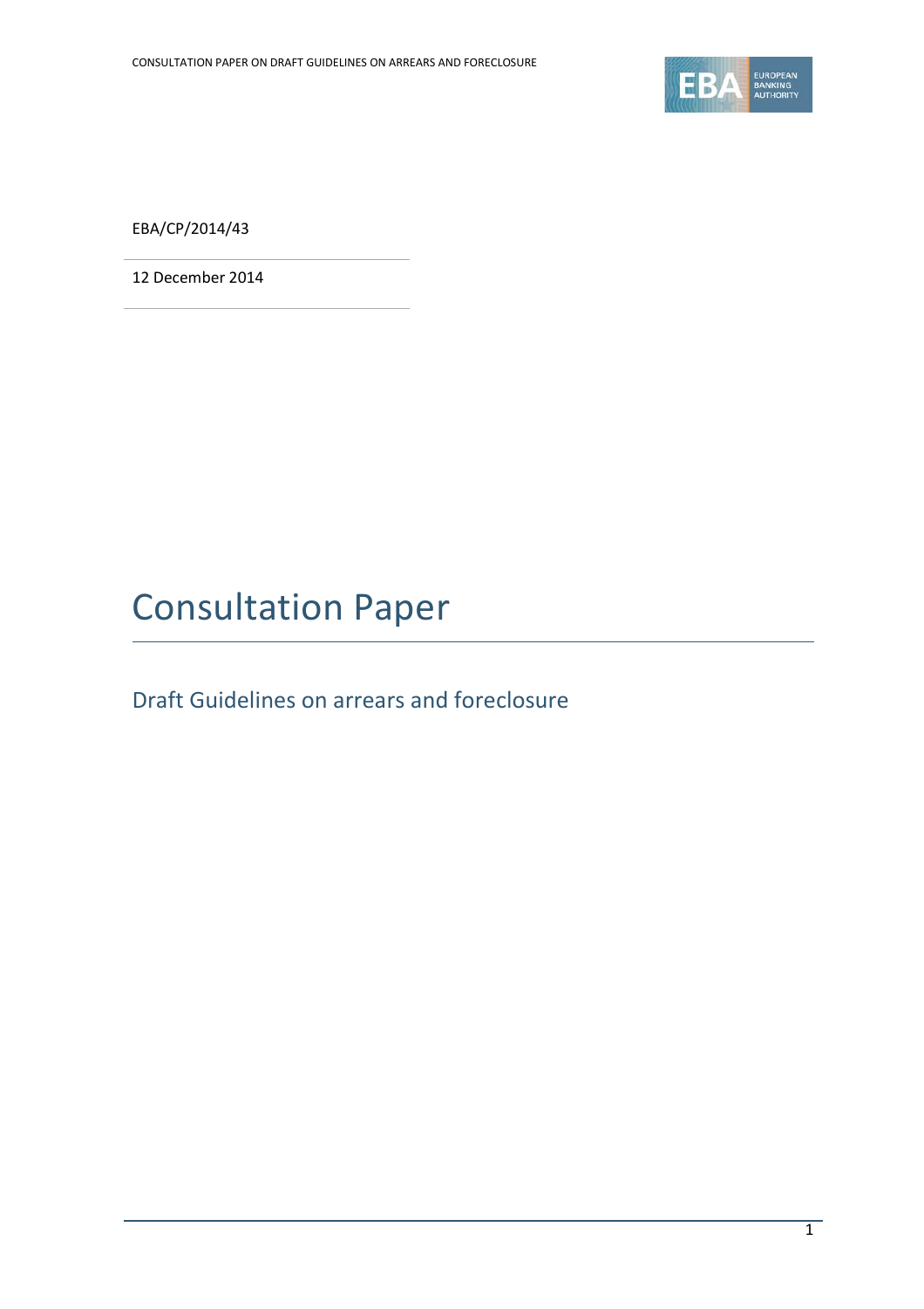EBA/CP/2014/43

12 December 2014

# Consultation Paper

## Draft Guidelines on arrears and foreclosure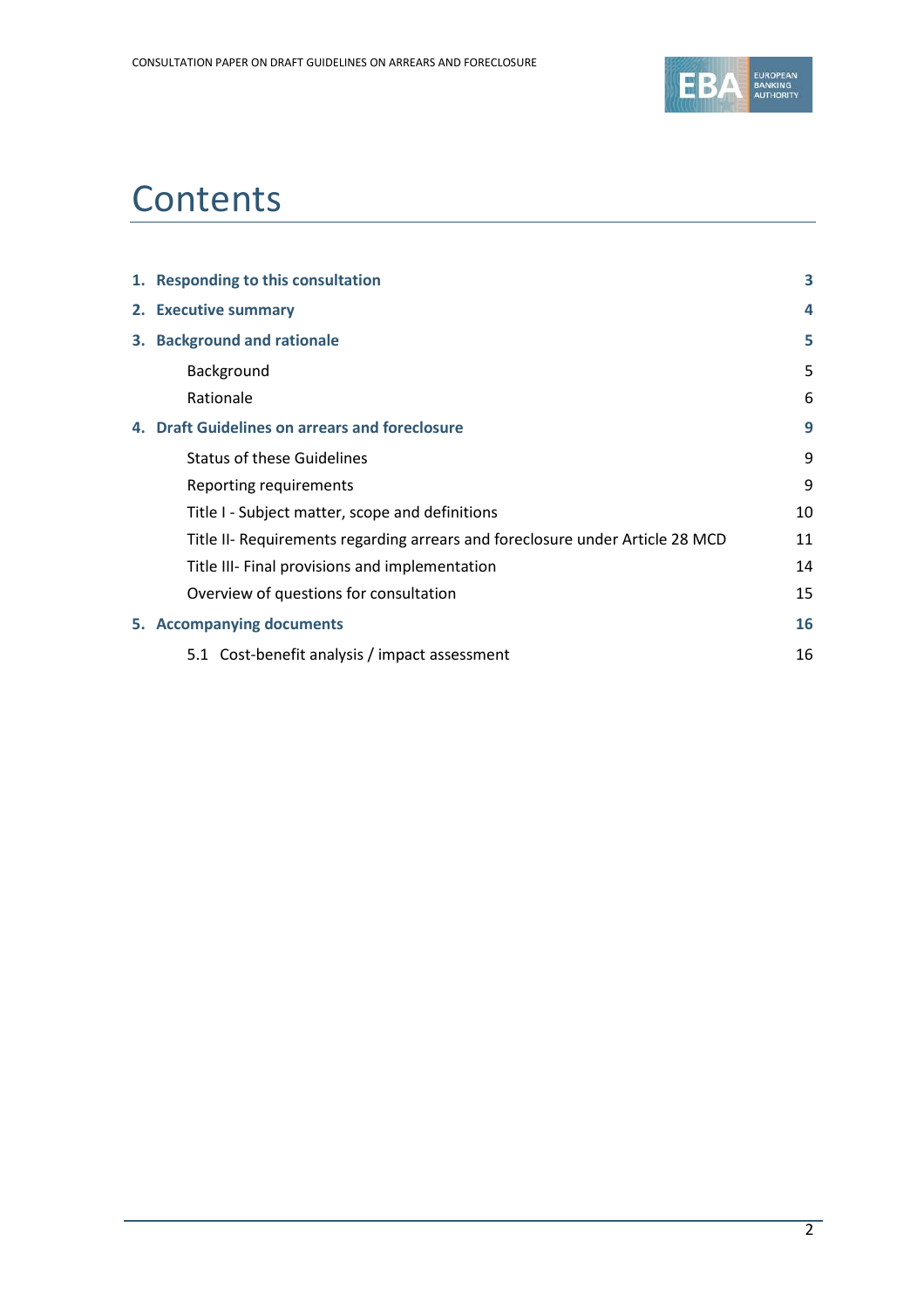# Contents

| | |
|---|---|
| **1. Responding to this consultation** | **3** |
| **2. Executive summary** | **4** |
| **3. Background and rationale** | **5** |
| Background | 5 |
| Rationale | 6 |
| **4. Draft Guidelines on arrears and foreclosure** | **9** |
| Status of these Guidelines | 9 |
| Reporting requirements | 9 |
| Title I - Subject matter, scope and definitions | 10 |
| Title II- Requirements regarding arrears and foreclosure under Article 28 MCD | 11 |
| Title III- Final provisions and implementation | 14 |
| Overview of questions for consultation | 15 |
| **5. Accompanying documents** | **16** |
| 5.1 Cost-benefit analysis / impact assessment | 16 |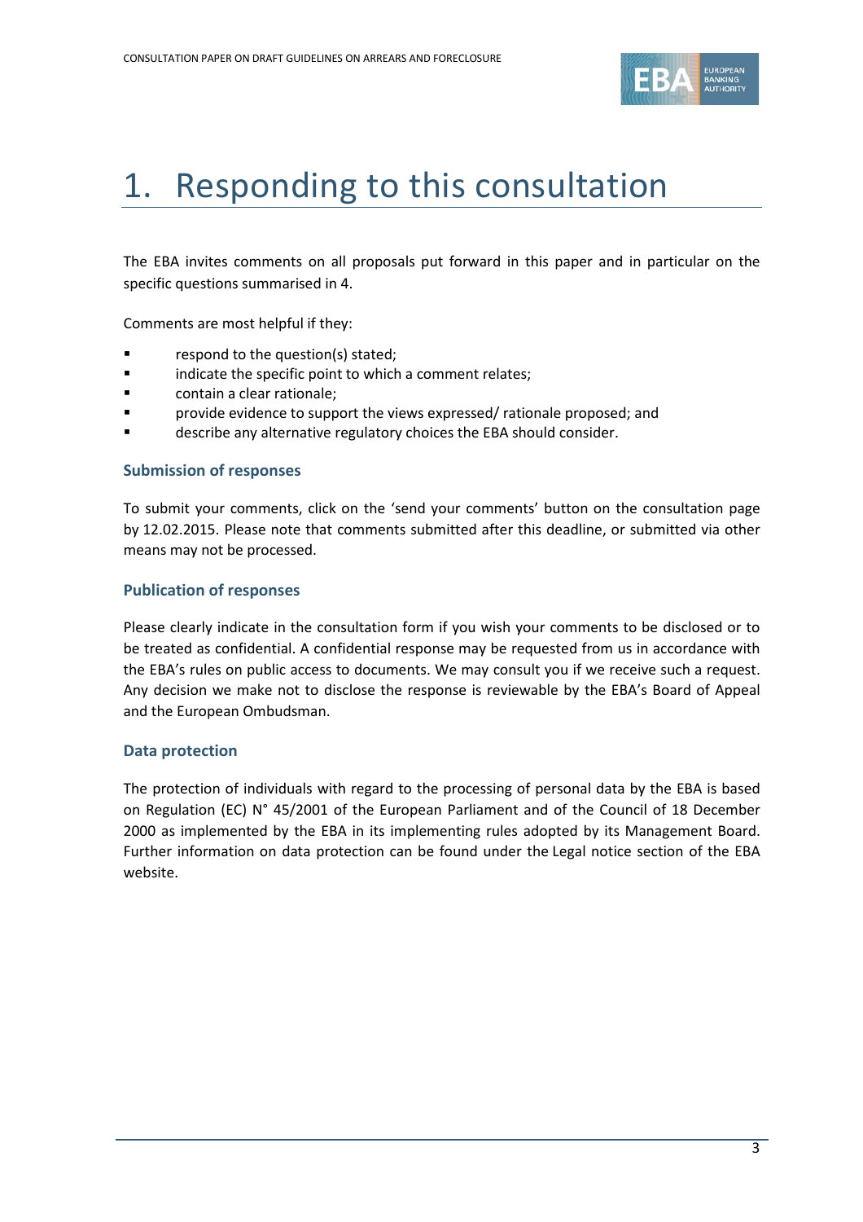# 1. Responding to this consultation

The EBA invites comments on all proposals put forward in this paper and in particular on the specific questions summarised in 4.

Comments are most helpful if they:

- respond to the question(s) stated;
- indicate the specific point to which a comment relates;
- contain a clear rationale;
- provide evidence to support the views expressed/ rationale proposed; and
- describe any alternative regulatory choices the EBA should consider.

### Submission of responses

To submit your comments, click on the 'send your comments' button on the consultation page by 12.02.2015. Please note that comments submitted after this deadline, or submitted via other means may not be processed.

### Publication of responses

Please clearly indicate in the consultation form if you wish your comments to be disclosed or to be treated as confidential. A confidential response may be requested from us in accordance with the EBA's rules on public access to documents. We may consult you if we receive such a request. Any decision we make not to disclose the response is reviewable by the EBA's Board of Appeal and the European Ombudsman.

### Data protection

The protection of individuals with regard to the processing of personal data by the EBA is based on Regulation (EC) N° 45/2001 of the European Parliament and of the Council of 18 December 2000 as implemented by the EBA in its implementing rules adopted by its Management Board. Further information on data protection can be found under the Legal notice section of the EBA website.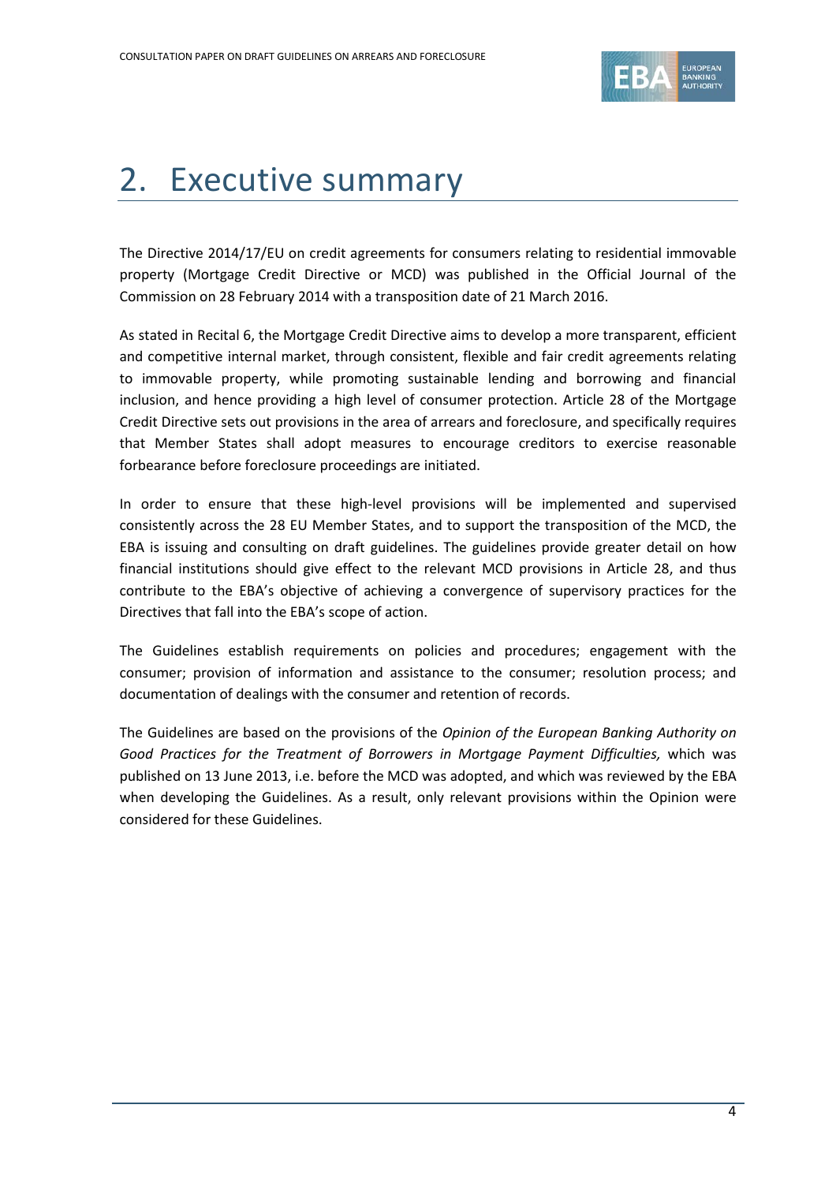# 2. Executive summary

The Directive 2014/17/EU on credit agreements for consumers relating to residential immovable property (Mortgage Credit Directive or MCD) was published in the Official Journal of the Commission on 28 February 2014 with a transposition date of 21 March 2016.

As stated in Recital 6, the Mortgage Credit Directive aims to develop a more transparent, efficient and competitive internal market, through consistent, flexible and fair credit agreements relating to immovable property, while promoting sustainable lending and borrowing and financial inclusion, and hence providing a high level of consumer protection. Article 28 of the Mortgage Credit Directive sets out provisions in the area of arrears and foreclosure, and specifically requires that Member States shall adopt measures to encourage creditors to exercise reasonable forbearance before foreclosure proceedings are initiated.

In order to ensure that these high-level provisions will be implemented and supervised consistently across the 28 EU Member States, and to support the transposition of the MCD, the EBA is issuing and consulting on draft guidelines. The guidelines provide greater detail on how financial institutions should give effect to the relevant MCD provisions in Article 28, and thus contribute to the EBA's objective of achieving a convergence of supervisory practices for the Directives that fall into the EBA's scope of action.

The Guidelines establish requirements on policies and procedures; engagement with the consumer; provision of information and assistance to the consumer; resolution process; and documentation of dealings with the consumer and retention of records.

The Guidelines are based on the provisions of the *Opinion of the European Banking Authority on Good Practices for the Treatment of Borrowers in Mortgage Payment Difficulties,* which was published on 13 June 2013, i.e. before the MCD was adopted, and which was reviewed by the EBA when developing the Guidelines. As a result, only relevant provisions within the Opinion were considered for these Guidelines.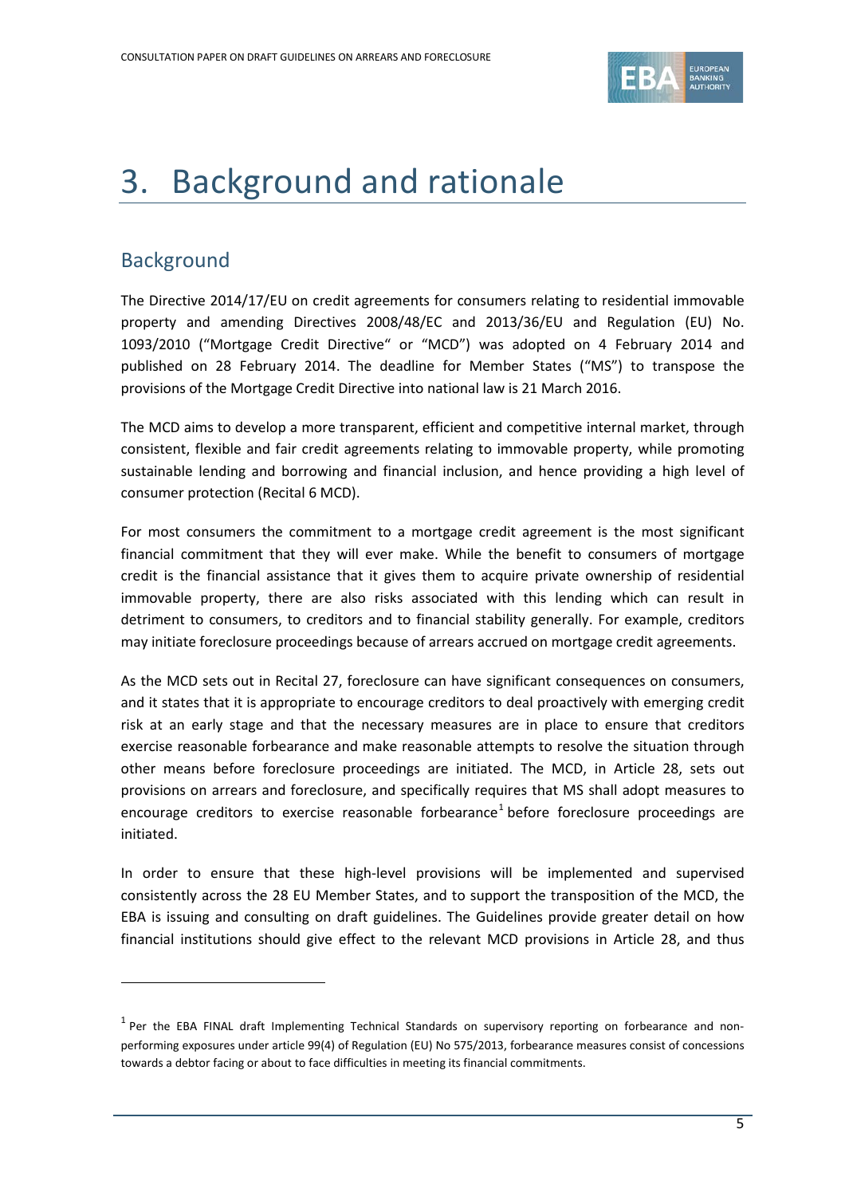# 3. Background and rationale

## Background

The Directive 2014/17/EU on credit agreements for consumers relating to residential immovable property and amending Directives 2008/48/EC and 2013/36/EU and Regulation (EU) No. 1093/2010 ("Mortgage Credit Directive" or "MCD") was adopted on 4 February 2014 and published on 28 February 2014. The deadline for Member States ("MS") to transpose the provisions of the Mortgage Credit Directive into national law is 21 March 2016.

The MCD aims to develop a more transparent, efficient and competitive internal market, through consistent, flexible and fair credit agreements relating to immovable property, while promoting sustainable lending and borrowing and financial inclusion, and hence providing a high level of consumer protection (Recital 6 MCD).

For most consumers the commitment to a mortgage credit agreement is the most significant financial commitment that they will ever make. While the benefit to consumers of mortgage credit is the financial assistance that it gives them to acquire private ownership of residential immovable property, there are also risks associated with this lending which can result in detriment to consumers, to creditors and to financial stability generally. For example, creditors may initiate foreclosure proceedings because of arrears accrued on mortgage credit agreements.

As the MCD sets out in Recital 27, foreclosure can have significant consequences on consumers, and it states that it is appropriate to encourage creditors to deal proactively with emerging credit risk at an early stage and that the necessary measures are in place to ensure that creditors exercise reasonable forbearance and make reasonable attempts to resolve the situation through other means before foreclosure proceedings are initiated. The MCD, in Article 28, sets out provisions on arrears and foreclosure, and specifically requires that MS shall adopt measures to encourage creditors to exercise reasonable forbearance[1] before foreclosure proceedings are initiated.

In order to ensure that these high-level provisions will be implemented and supervised consistently across the 28 EU Member States, and to support the transposition of the MCD, the EBA is issuing and consulting on draft guidelines. The Guidelines provide greater detail on how financial institutions should give effect to the relevant MCD provisions in Article 28, and thus

---

[1] Per the EBA FINAL draft Implementing Technical Standards on supervisory reporting on forbearance and non-performing exposures under article 99(4) of Regulation (EU) No 575/2013, forbearance measures consist of concessions towards a debtor facing or about to face difficulties in meeting its financial commitments.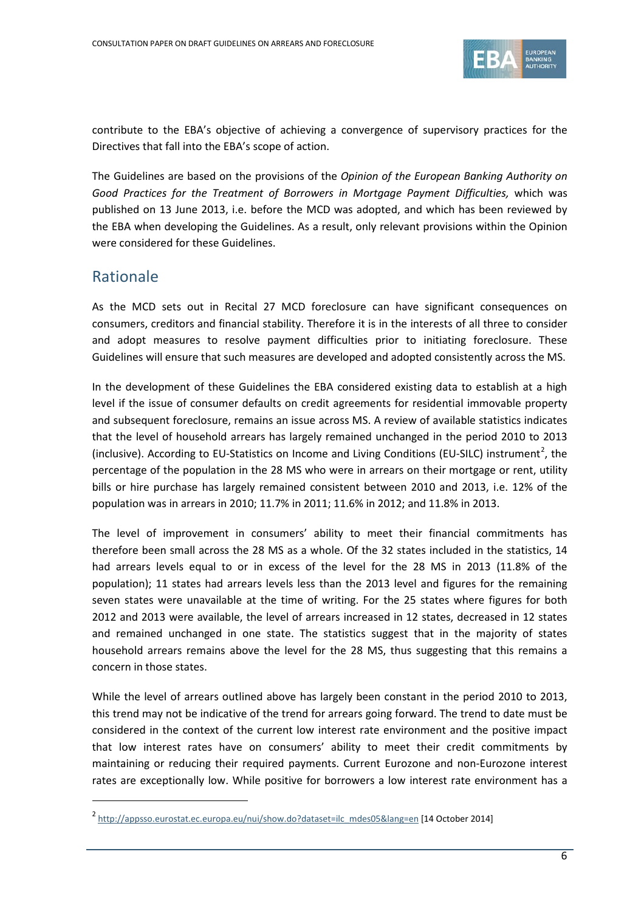contribute to the EBA's objective of achieving a convergence of supervisory practices for the Directives that fall into the EBA's scope of action.

The Guidelines are based on the provisions of the *Opinion of the European Banking Authority on Good Practices for the Treatment of Borrowers in Mortgage Payment Difficulties,* which was published on 13 June 2013, i.e. before the MCD was adopted, and which has been reviewed by the EBA when developing the Guidelines. As a result, only relevant provisions within the Opinion were considered for these Guidelines.

## Rationale

As the MCD sets out in Recital 27 MCD foreclosure can have significant consequences on consumers, creditors and financial stability. Therefore it is in the interests of all three to consider and adopt measures to resolve payment difficulties prior to initiating foreclosure. These Guidelines will ensure that such measures are developed and adopted consistently across the MS.

In the development of these Guidelines the EBA considered existing data to establish at a high level if the issue of consumer defaults on credit agreements for residential immovable property and subsequent foreclosure, remains an issue across MS. A review of available statistics indicates that the level of household arrears has largely remained unchanged in the period 2010 to 2013 (inclusive). According to EU-Statistics on Income and Living Conditions (EU-SILC) instrument[2], the percentage of the population in the 28 MS who were in arrears on their mortgage or rent, utility bills or hire purchase has largely remained consistent between 2010 and 2013, i.e. 12% of the population was in arrears in 2010; 11.7% in 2011; 11.6% in 2012; and 11.8% in 2013.

The level of improvement in consumers' ability to meet their financial commitments has therefore been small across the 28 MS as a whole. Of the 32 states included in the statistics, 14 had arrears levels equal to or in excess of the level for the 28 MS in 2013 (11.8% of the population); 11 states had arrears levels less than the 2013 level and figures for the remaining seven states were unavailable at the time of writing. For the 25 states where figures for both 2012 and 2013 were available, the level of arrears increased in 12 states, decreased in 12 states and remained unchanged in one state. The statistics suggest that in the majority of states household arrears remains above the level for the 28 MS, thus suggesting that this remains a concern in those states.

While the level of arrears outlined above has largely been constant in the period 2010 to 2013, this trend may not be indicative of the trend for arrears going forward. The trend to date must be considered in the context of the current low interest rate environment and the positive impact that low interest rates have on consumers' ability to meet their credit commitments by maintaining or reducing their required payments. Current Eurozone and non-Eurozone interest rates are exceptionally low. While positive for borrowers a low interest rate environment has a

[2] http://appsso.eurostat.ec.europa.eu/nui/show.do?dataset=ilc_mdes05&lang=en [14 October 2014]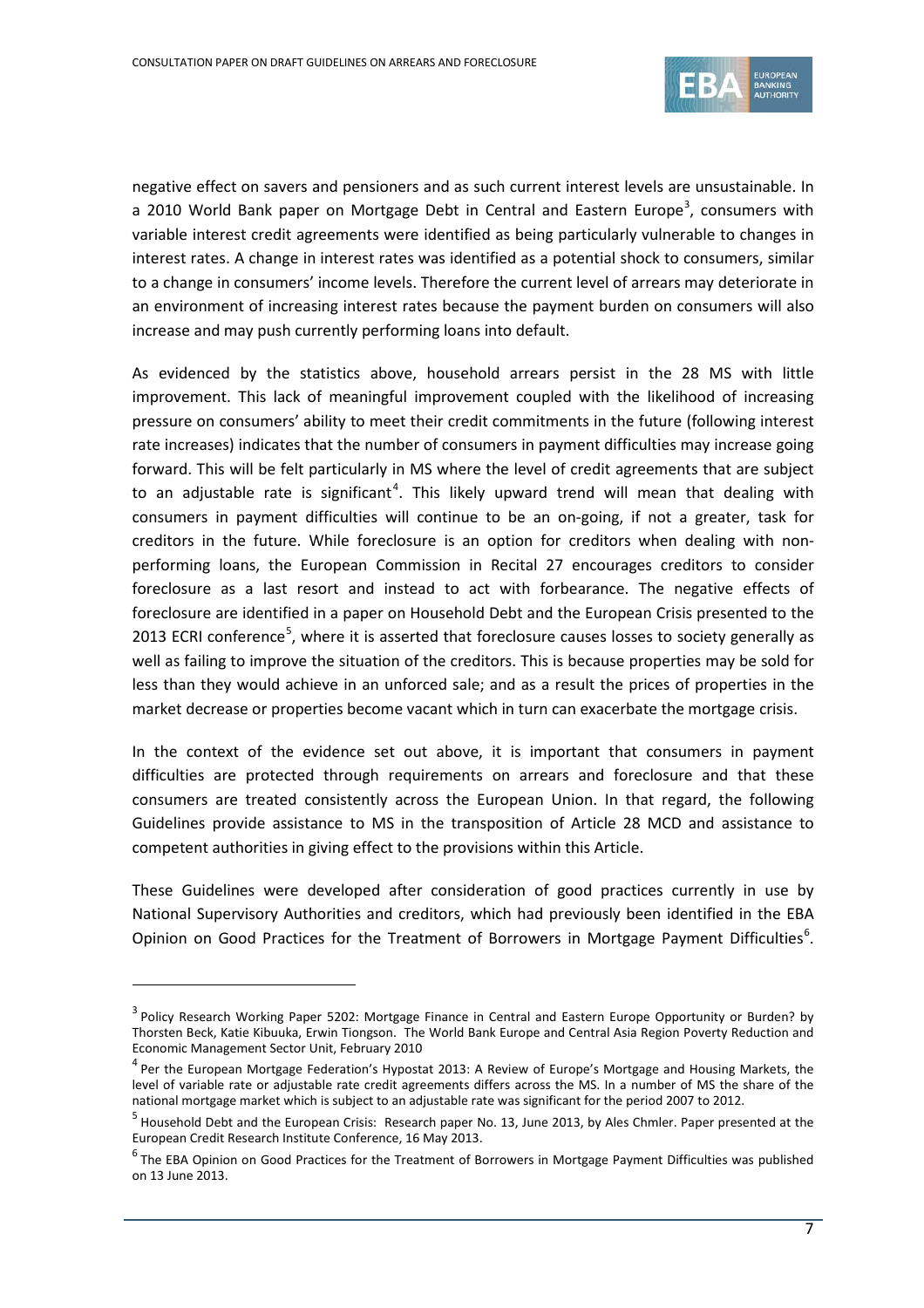negative effect on savers and pensioners and as such current interest levels are unsustainable. In a 2010 World Bank paper on Mortgage Debt in Central and Eastern Europe[3], consumers with variable interest credit agreements were identified as being particularly vulnerable to changes in interest rates. A change in interest rates was identified as a potential shock to consumers, similar to a change in consumers' income levels. Therefore the current level of arrears may deteriorate in an environment of increasing interest rates because the payment burden on consumers will also increase and may push currently performing loans into default.

As evidenced by the statistics above, household arrears persist in the 28 MS with little improvement. This lack of meaningful improvement coupled with the likelihood of increasing pressure on consumers' ability to meet their credit commitments in the future (following interest rate increases) indicates that the number of consumers in payment difficulties may increase going forward. This will be felt particularly in MS where the level of credit agreements that are subject to an adjustable rate is significant[4]. This likely upward trend will mean that dealing with consumers in payment difficulties will continue to be an on-going, if not a greater, task for creditors in the future. While foreclosure is an option for creditors when dealing with non-performing loans, the European Commission in Recital 27 encourages creditors to consider foreclosure as a last resort and instead to act with forbearance. The negative effects of foreclosure are identified in a paper on Household Debt and the European Crisis presented to the 2013 ECRI conference[5], where it is asserted that foreclosure causes losses to society generally as well as failing to improve the situation of the creditors. This is because properties may be sold for less than they would achieve in an unforced sale; and as a result the prices of properties in the market decrease or properties become vacant which in turn can exacerbate the mortgage crisis.

In the context of the evidence set out above, it is important that consumers in payment difficulties are protected through requirements on arrears and foreclosure and that these consumers are treated consistently across the European Union. In that regard, the following Guidelines provide assistance to MS in the transposition of Article 28 MCD and assistance to competent authorities in giving effect to the provisions within this Article.

These Guidelines were developed after consideration of good practices currently in use by National Supervisory Authorities and creditors, which had previously been identified in the EBA Opinion on Good Practices for the Treatment of Borrowers in Mortgage Payment Difficulties[6].

---

[3] Policy Research Working Paper 5202: Mortgage Finance in Central and Eastern Europe Opportunity or Burden? by Thorsten Beck, Katie Kibuuka, Erwin Tiongson. The World Bank Europe and Central Asia Region Poverty Reduction and Economic Management Sector Unit, February 2010

[4] Per the European Mortgage Federation's Hypostat 2013: A Review of Europe's Mortgage and Housing Markets, the level of variable rate or adjustable rate credit agreements differs across the MS. In a number of MS the share of the national mortgage market which is subject to an adjustable rate was significant for the period 2007 to 2012.

[5] Household Debt and the European Crisis: Research paper No. 13, June 2013, by Ales Chmler. Paper presented at the European Credit Research Institute Conference, 16 May 2013.

[6] The EBA Opinion on Good Practices for the Treatment of Borrowers in Mortgage Payment Difficulties was published on 13 June 2013.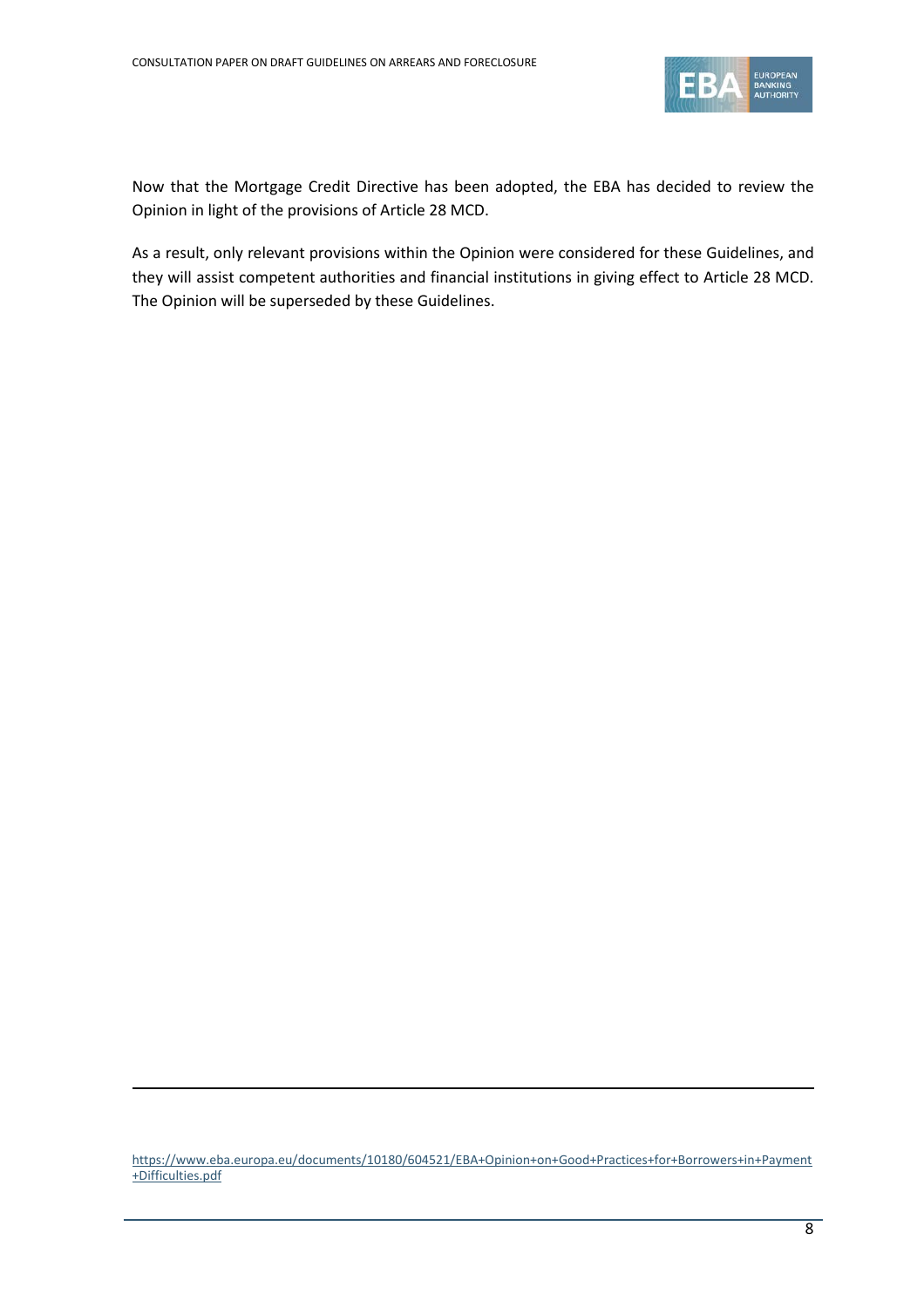Now that the Mortgage Credit Directive has been adopted, the EBA has decided to review the Opinion in light of the provisions of Article 28 MCD.

As a result, only relevant provisions within the Opinion were considered for these Guidelines, and they will assist competent authorities and financial institutions in giving effect to Article 28 MCD. The Opinion will be superseded by these Guidelines.

---

https://www.eba.europa.eu/documents/10180/604521/EBA+Opinion+on+Good+Practices+for+Borrowers+in+Payment+Difficulties.pdf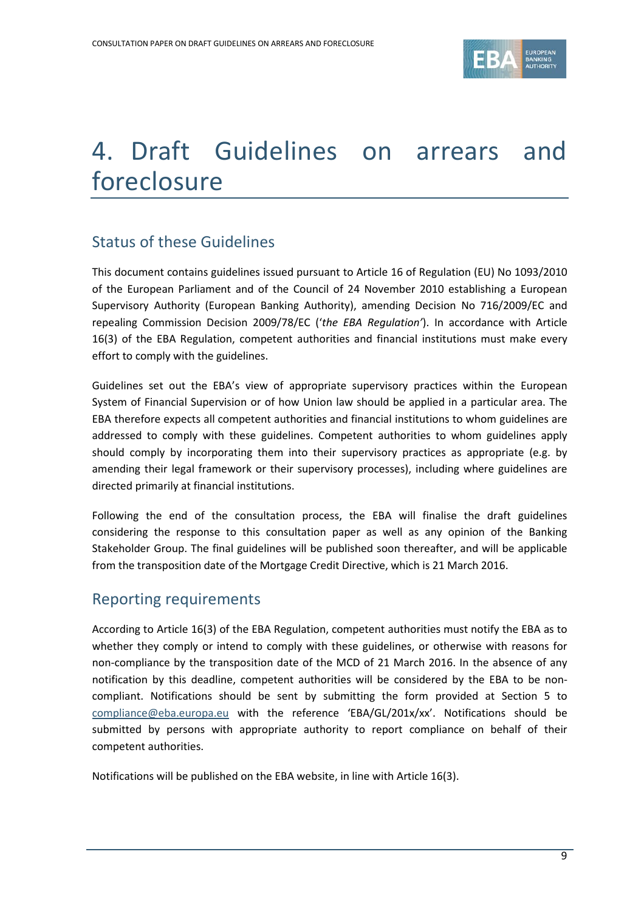# 4. Draft Guidelines on arrears and foreclosure

## Status of these Guidelines

This document contains guidelines issued pursuant to Article 16 of Regulation (EU) No 1093/2010 of the European Parliament and of the Council of 24 November 2010 establishing a European Supervisory Authority (European Banking Authority), amending Decision No 716/2009/EC and repealing Commission Decision 2009/78/EC (*'the EBA Regulation'*). In accordance with Article 16(3) of the EBA Regulation, competent authorities and financial institutions must make every effort to comply with the guidelines.

Guidelines set out the EBA's view of appropriate supervisory practices within the European System of Financial Supervision or of how Union law should be applied in a particular area. The EBA therefore expects all competent authorities and financial institutions to whom guidelines are addressed to comply with these guidelines. Competent authorities to whom guidelines apply should comply by incorporating them into their supervisory practices as appropriate (e.g. by amending their legal framework or their supervisory processes), including where guidelines are directed primarily at financial institutions.

Following the end of the consultation process, the EBA will finalise the draft guidelines considering the response to this consultation paper as well as any opinion of the Banking Stakeholder Group. The final guidelines will be published soon thereafter, and will be applicable from the transposition date of the Mortgage Credit Directive, which is 21 March 2016.

## Reporting requirements

According to Article 16(3) of the EBA Regulation, competent authorities must notify the EBA as to whether they comply or intend to comply with these guidelines, or otherwise with reasons for non-compliance by the transposition date of the MCD of 21 March 2016. In the absence of any notification by this deadline, competent authorities will be considered by the EBA to be non-compliant. Notifications should be sent by submitting the form provided at Section 5 to compliance@eba.europa.eu with the reference 'EBA/GL/201x/xx'. Notifications should be submitted by persons with appropriate authority to report compliance on behalf of their competent authorities.

Notifications will be published on the EBA website, in line with Article 16(3).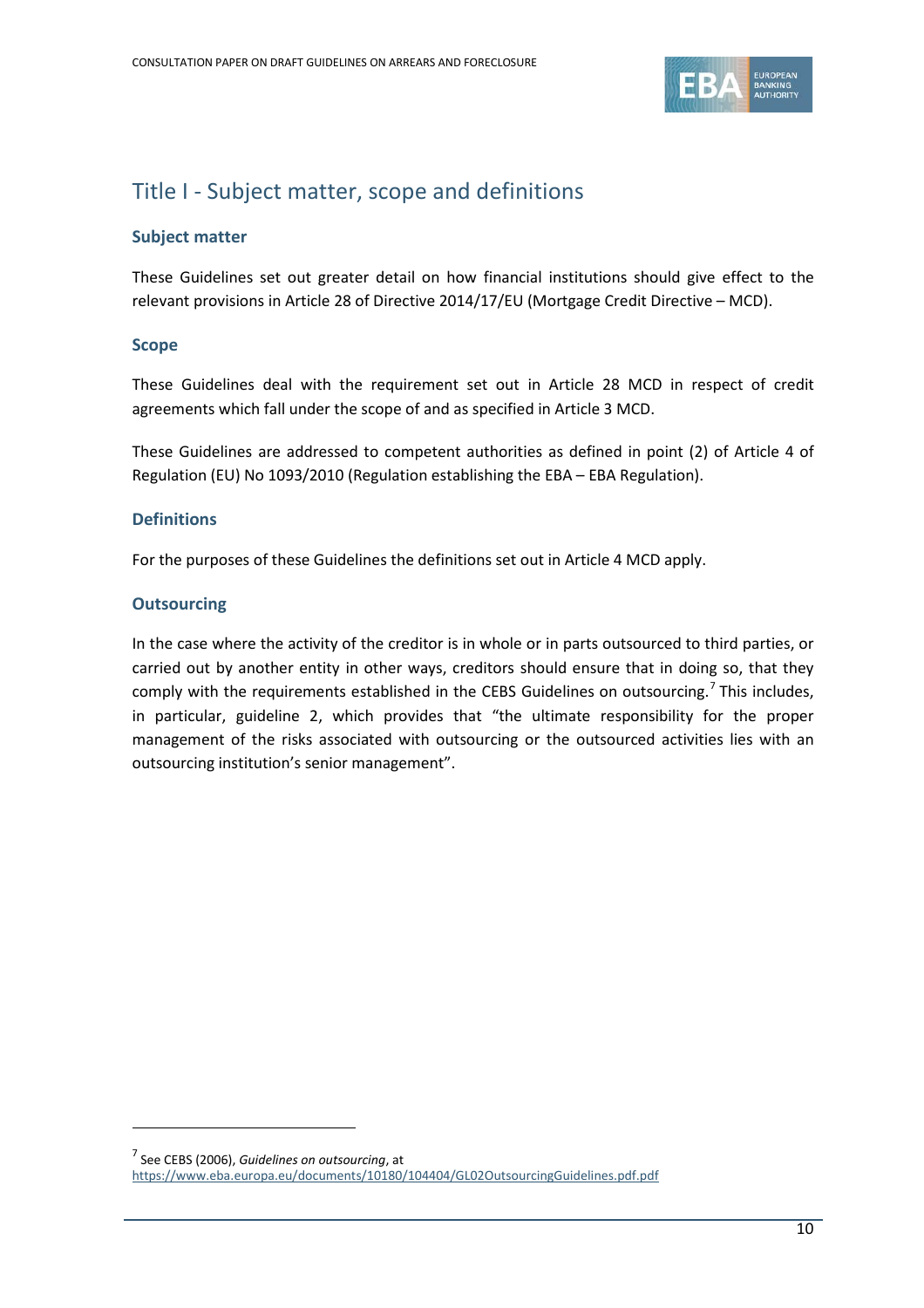# Title I - Subject matter, scope and definitions

### Subject matter

These Guidelines set out greater detail on how financial institutions should give effect to the relevant provisions in Article 28 of Directive 2014/17/EU (Mortgage Credit Directive – MCD).

### Scope

These Guidelines deal with the requirement set out in Article 28 MCD in respect of credit agreements which fall under the scope of and as specified in Article 3 MCD.

These Guidelines are addressed to competent authorities as defined in point (2) of Article 4 of Regulation (EU) No 1093/2010 (Regulation establishing the EBA – EBA Regulation).

### Definitions

For the purposes of these Guidelines the definitions set out in Article 4 MCD apply.

### Outsourcing

In the case where the activity of the creditor is in whole or in parts outsourced to third parties, or carried out by another entity in other ways, creditors should ensure that in doing so, that they comply with the requirements established in the CEBS Guidelines on outsourcing.[7] This includes, in particular, guideline 2, which provides that "the ultimate responsibility for the proper management of the risks associated with outsourcing or the outsourced activities lies with an outsourcing institution's senior management".

---

[7] See CEBS (2006), *Guidelines on outsourcing*, at https://www.eba.europa.eu/documents/10180/104404/GL02OutsourcingGuidelines.pdf.pdf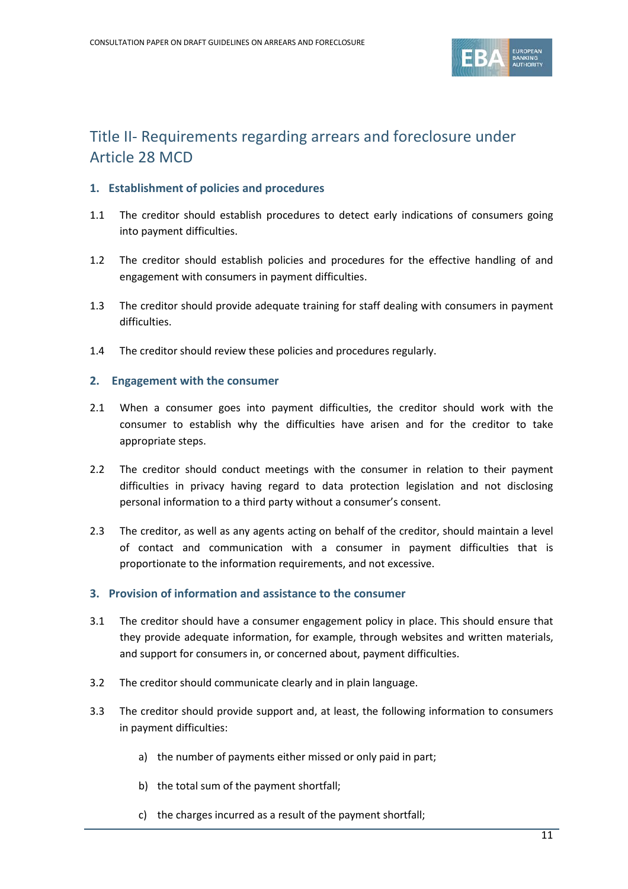## Title II- Requirements regarding arrears and foreclosure under Article 28 MCD

### 1. Establishment of policies and procedures

1.1 The creditor should establish procedures to detect early indications of consumers going into payment difficulties.

1.2 The creditor should establish policies and procedures for the effective handling of and engagement with consumers in payment difficulties.

1.3 The creditor should provide adequate training for staff dealing with consumers in payment difficulties.

1.4 The creditor should review these policies and procedures regularly.

### 2. Engagement with the consumer

2.1 When a consumer goes into payment difficulties, the creditor should work with the consumer to establish why the difficulties have arisen and for the creditor to take appropriate steps.

2.2 The creditor should conduct meetings with the consumer in relation to their payment difficulties in privacy having regard to data protection legislation and not disclosing personal information to a third party without a consumer's consent.

2.3 The creditor, as well as any agents acting on behalf of the creditor, should maintain a level of contact and communication with a consumer in payment difficulties that is proportionate to the information requirements, and not excessive.

### 3. Provision of information and assistance to the consumer

3.1 The creditor should have a consumer engagement policy in place. This should ensure that they provide adequate information, for example, through websites and written materials, and support for consumers in, or concerned about, payment difficulties.

3.2 The creditor should communicate clearly and in plain language.

3.3 The creditor should provide support and, at least, the following information to consumers in payment difficulties:

a) the number of payments either missed or only paid in part;

b) the total sum of the payment shortfall;

c) the charges incurred as a result of the payment shortfall;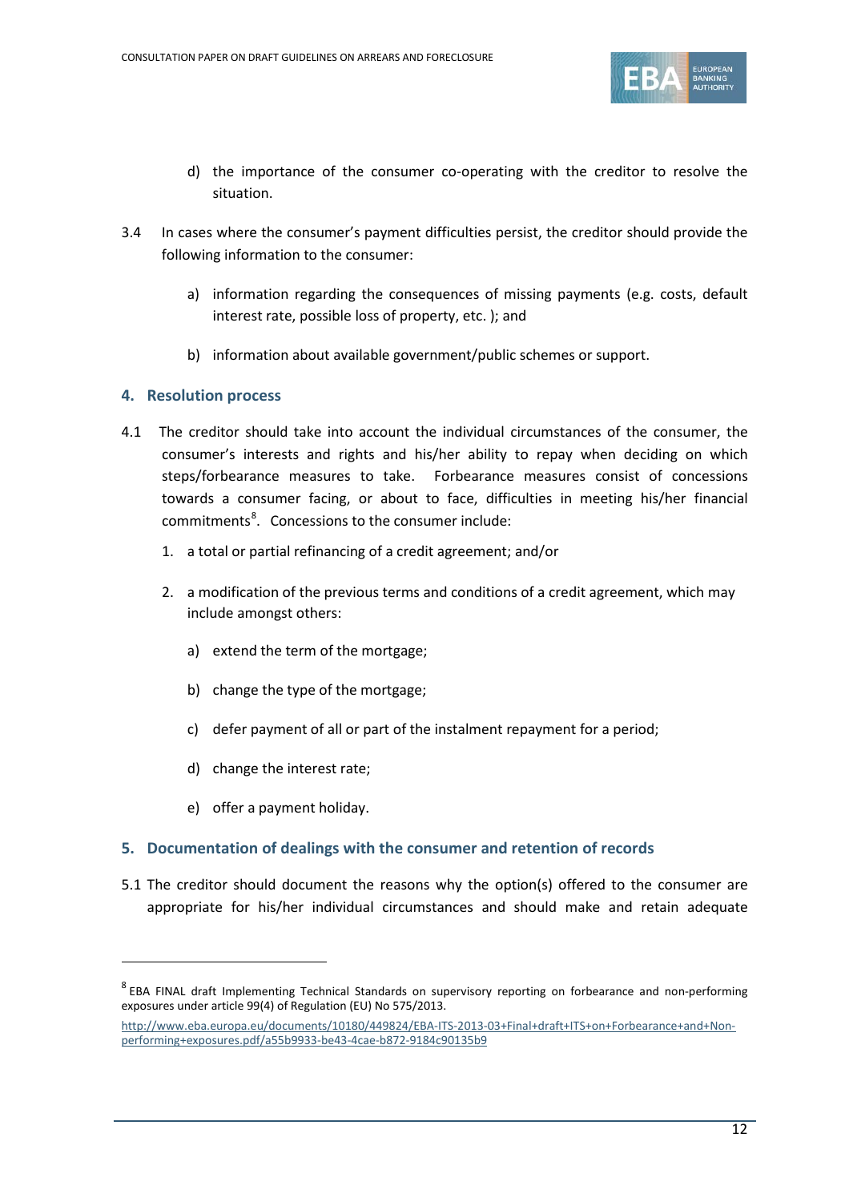d) the importance of the consumer co-operating with the creditor to resolve the situation.

3.4 In cases where the consumer's payment difficulties persist, the creditor should provide the following information to the consumer:

a) information regarding the consequences of missing payments (e.g. costs, default interest rate, possible loss of property, etc. ); and

b) information about available government/public schemes or support.

## 4. Resolution process

4.1 The creditor should take into account the individual circumstances of the consumer, the consumer's interests and rights and his/her ability to repay when deciding on which steps/forbearance measures to take. Forbearance measures consist of concessions towards a consumer facing, or about to face, difficulties in meeting his/her financial commitments[8]. Concessions to the consumer include:

1. a total or partial refinancing of a credit agreement; and/or

2. a modification of the previous terms and conditions of a credit agreement, which may include amongst others:

   a) extend the term of the mortgage;

   b) change the type of the mortgage;

   c) defer payment of all or part of the instalment repayment for a period;

   d) change the interest rate;

   e) offer a payment holiday.

## 5. Documentation of dealings with the consumer and retention of records

5.1 The creditor should document the reasons why the option(s) offered to the consumer are appropriate for his/her individual circumstances and should make and retain adequate

---

[8] EBA FINAL draft Implementing Technical Standards on supervisory reporting on forbearance and non-performing exposures under article 99(4) of Regulation (EU) No 575/2013.

http://www.eba.europa.eu/documents/10180/449824/EBA-ITS-2013-03+Final+draft+ITS+on+Forbearance+and+Non-performing+exposures.pdf/a55b9933-be43-4cae-b872-9184c90135b9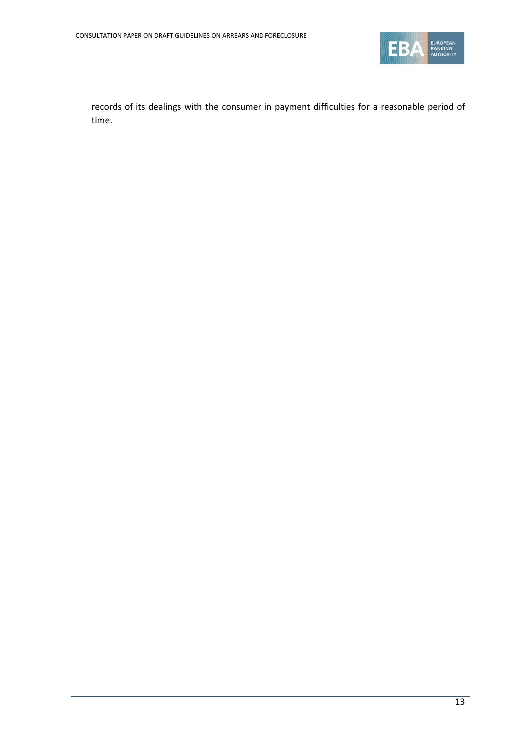records of its dealings with the consumer in payment difficulties for a reasonable period of time.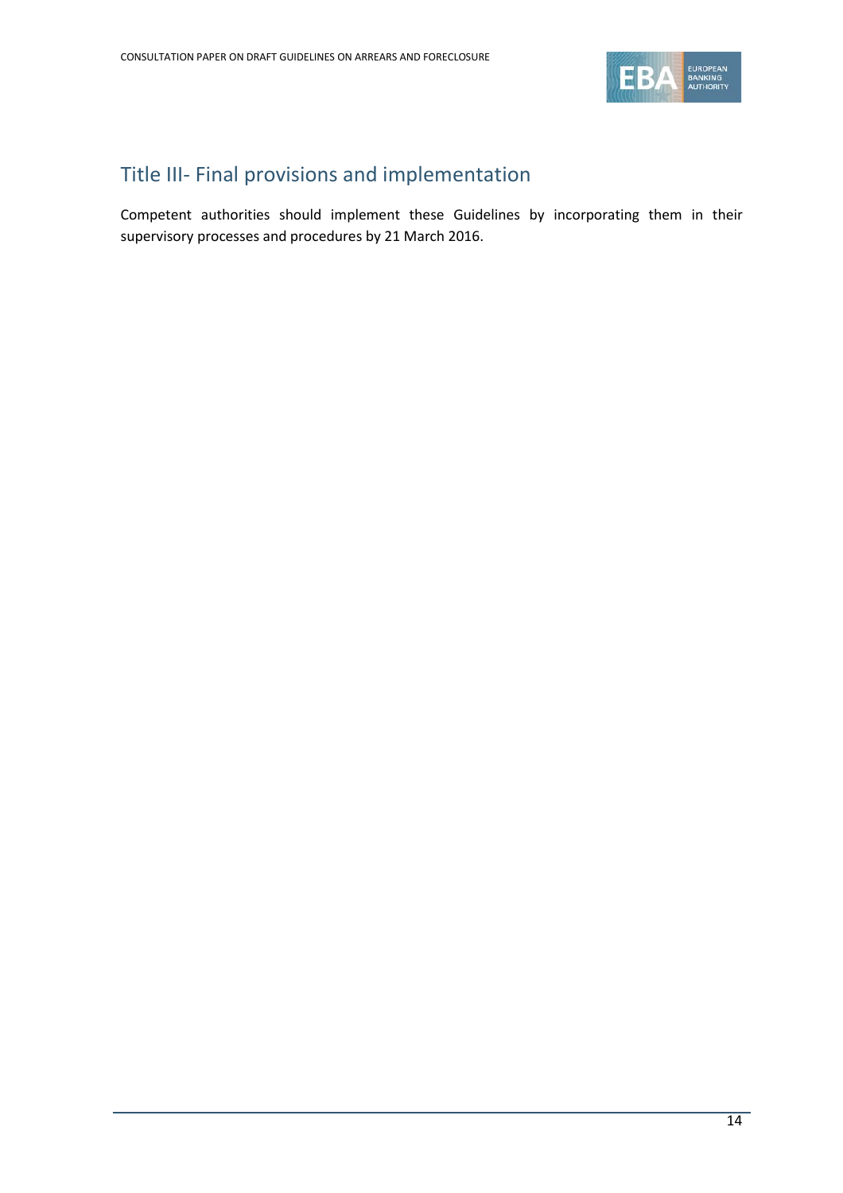# Title III- Final provisions and implementation

Competent authorities should implement these Guidelines by incorporating them in their supervisory processes and procedures by 21 March 2016.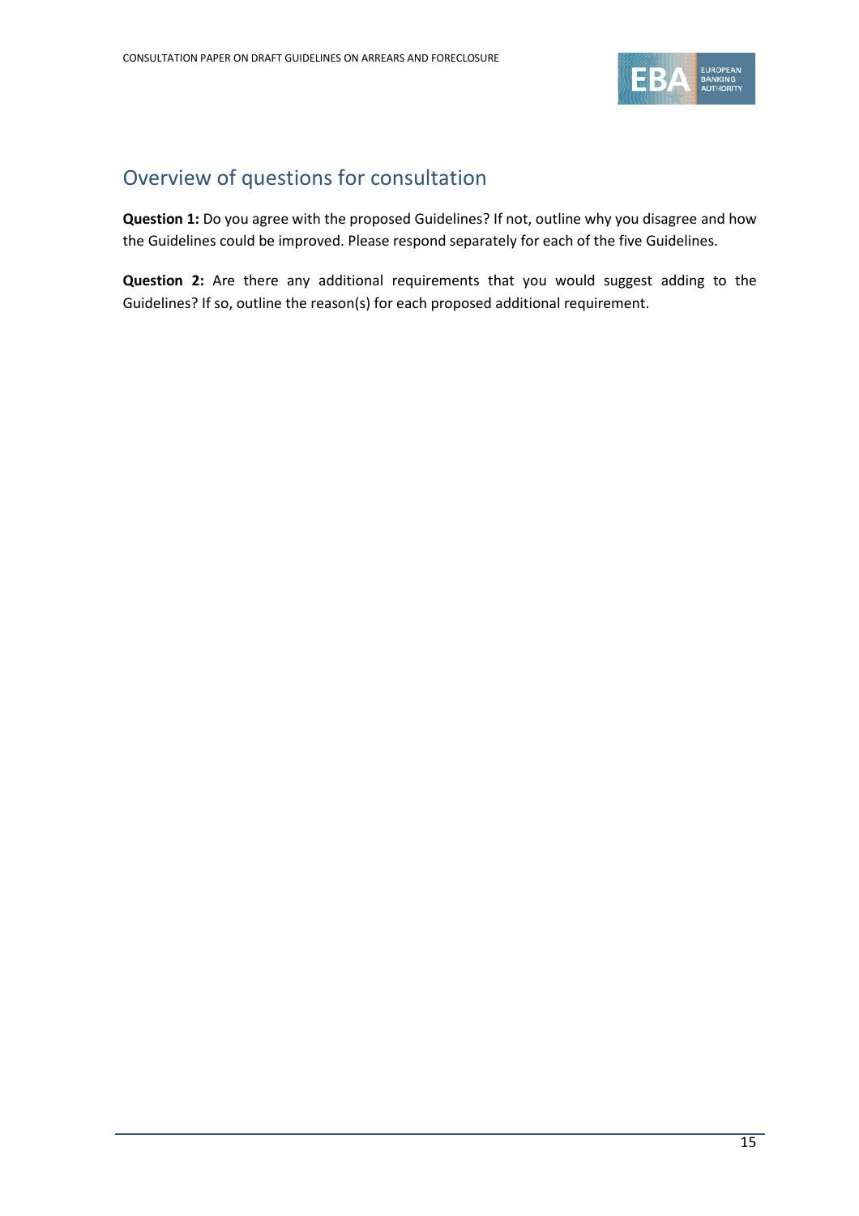## Overview of questions for consultation

**Question 1:** Do you agree with the proposed Guidelines? If not, outline why you disagree and how the Guidelines could be improved. Please respond separately for each of the five Guidelines.

**Question 2:** Are there any additional requirements that you would suggest adding to the Guidelines? If so, outline the reason(s) for each proposed additional requirement.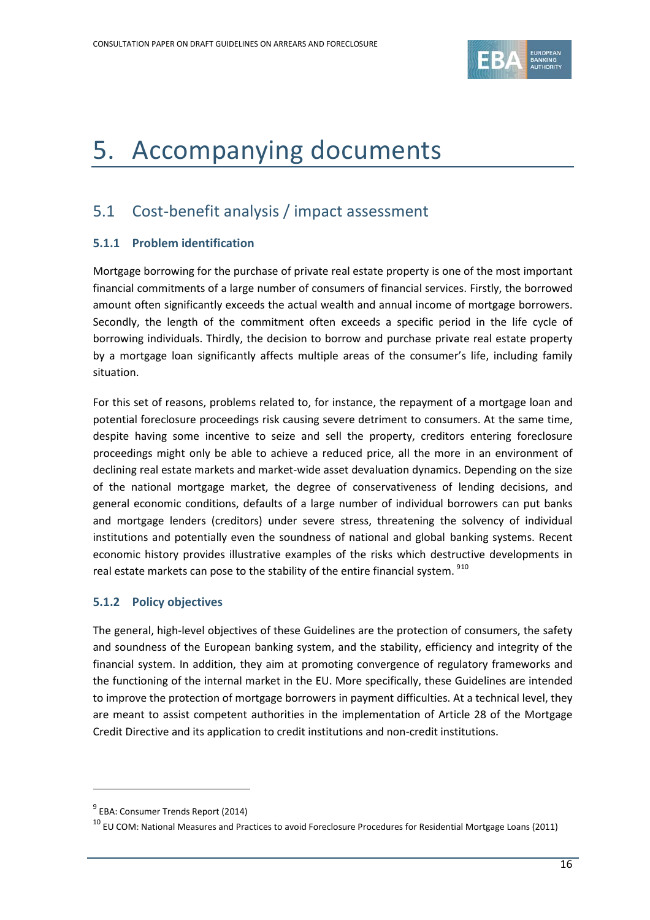# 5. Accompanying documents

## 5.1 Cost-benefit analysis / impact assessment

### 5.1.1 Problem identification

Mortgage borrowing for the purchase of private real estate property is one of the most important financial commitments of a large number of consumers of financial services. Firstly, the borrowed amount often significantly exceeds the actual wealth and annual income of mortgage borrowers. Secondly, the length of the commitment often exceeds a specific period in the life cycle of borrowing individuals. Thirdly, the decision to borrow and purchase private real estate property by a mortgage loan significantly affects multiple areas of the consumer's life, including family situation.

For this set of reasons, problems related to, for instance, the repayment of a mortgage loan and potential foreclosure proceedings risk causing severe detriment to consumers. At the same time, despite having some incentive to seize and sell the property, creditors entering foreclosure proceedings might only be able to achieve a reduced price, all the more in an environment of declining real estate markets and market-wide asset devaluation dynamics. Depending on the size of the national mortgage market, the degree of conservativeness of lending decisions, and general economic conditions, defaults of a large number of individual borrowers can put banks and mortgage lenders (creditors) under severe stress, threatening the solvency of individual institutions and potentially even the soundness of national and global banking systems. Recent economic history provides illustrative examples of the risks which destructive developments in real estate markets can pose to the stability of the entire financial system. [9][10]

### 5.1.2 Policy objectives

The general, high-level objectives of these Guidelines are the protection of consumers, the safety and soundness of the European banking system, and the stability, efficiency and integrity of the financial system. In addition, they aim at promoting convergence of regulatory frameworks and the functioning of the internal market in the EU. More specifically, these Guidelines are intended to improve the protection of mortgage borrowers in payment difficulties. At a technical level, they are meant to assist competent authorities in the implementation of Article 28 of the Mortgage Credit Directive and its application to credit institutions and non-credit institutions.

---

[9] EBA: Consumer Trends Report (2014)

[10] EU COM: National Measures and Practices to avoid Foreclosure Procedures for Residential Mortgage Loans (2011)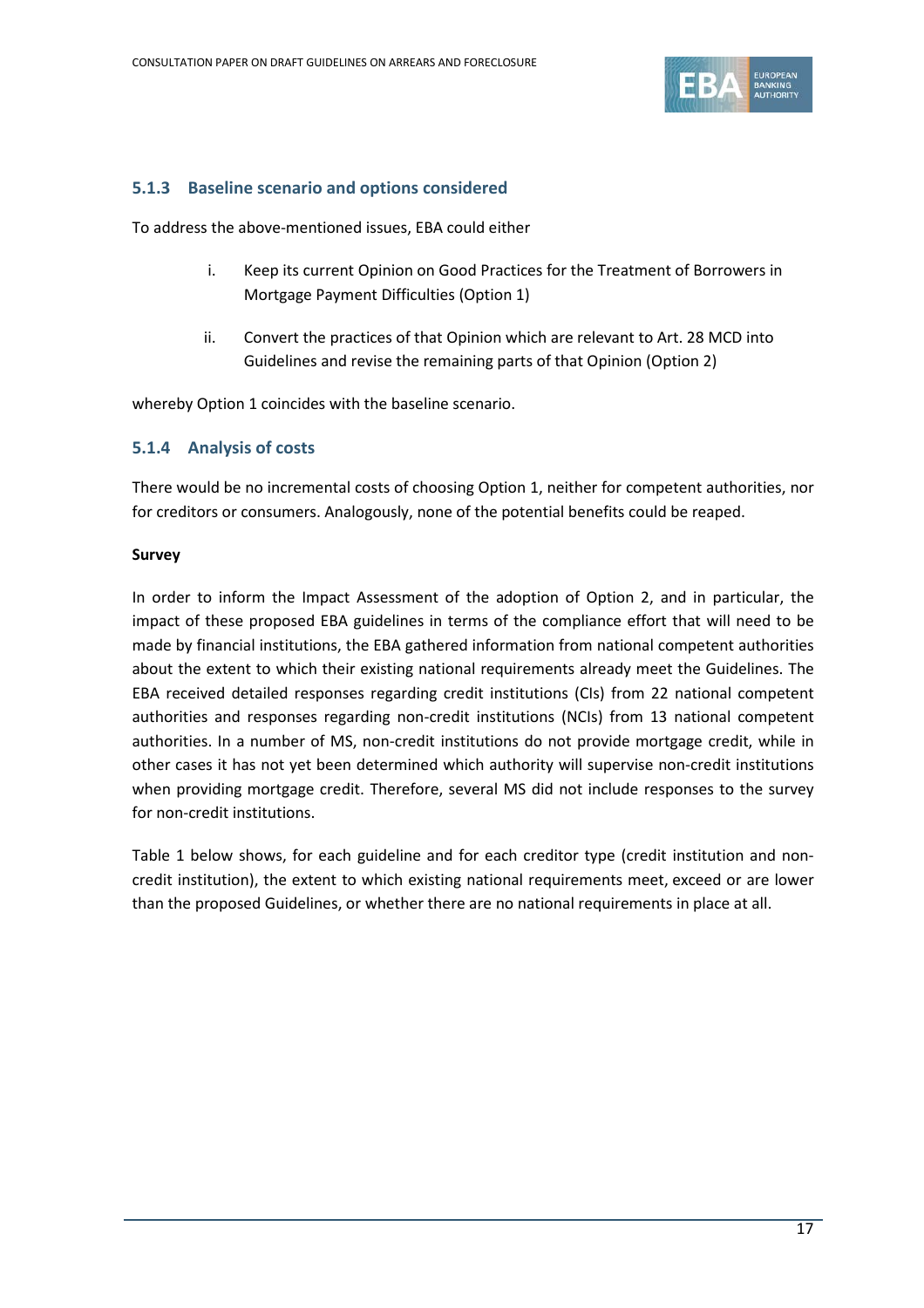### 5.1.3 Baseline scenario and options considered

To address the above-mentioned issues, EBA could either

i. Keep its current Opinion on Good Practices for the Treatment of Borrowers in Mortgage Payment Difficulties (Option 1)

ii. Convert the practices of that Opinion which are relevant to Art. 28 MCD into Guidelines and revise the remaining parts of that Opinion (Option 2)

whereby Option 1 coincides with the baseline scenario.

### 5.1.4 Analysis of costs

There would be no incremental costs of choosing Option 1, neither for competent authorities, nor for creditors or consumers. Analogously, none of the potential benefits could be reaped.

**Survey**

In order to inform the Impact Assessment of the adoption of Option 2, and in particular, the impact of these proposed EBA guidelines in terms of the compliance effort that will need to be made by financial institutions, the EBA gathered information from national competent authorities about the extent to which their existing national requirements already meet the Guidelines. The EBA received detailed responses regarding credit institutions (CIs) from 22 national competent authorities and responses regarding non-credit institutions (NCIs) from 13 national competent authorities. In a number of MS, non-credit institutions do not provide mortgage credit, while in other cases it has not yet been determined which authority will supervise non-credit institutions when providing mortgage credit. Therefore, several MS did not include responses to the survey for non-credit institutions.

Table 1 below shows, for each guideline and for each creditor type (credit institution and non-credit institution), the extent to which existing national requirements meet, exceed or are lower than the proposed Guidelines, or whether there are no national requirements in place at all.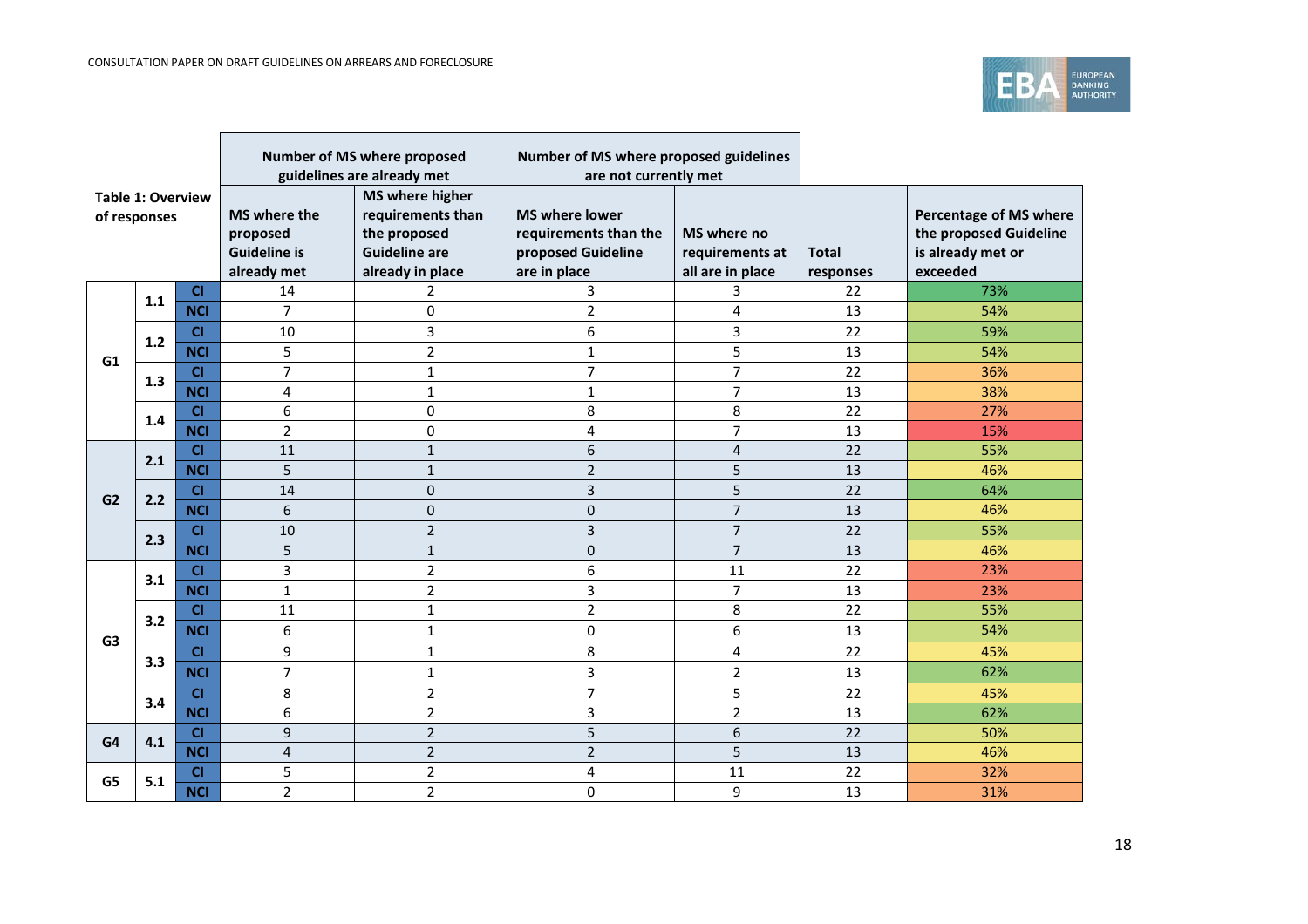| Table 1: Overview of responses | | | Number of MS where proposed guidelines are already met | | Number of MS where proposed guidelines are not currently met | | | |
|---|---|---|---|---|---|---|---|---|
| | | | MS where the proposed Guideline is already met | MS where higher requirements than the proposed Guideline are already in place | MS where lower requirements than the proposed Guideline are in place | MS where no requirements at all are in place | Total responses | Percentage of MS where the proposed Guideline is already met or exceeded |
| G1 | 1.1 | CI | 14 | 2 | 3 | 3 | 22 | 73% |
| | | NCI | 7 | 0 | 2 | 4 | 13 | 54% |
| | 1.2 | CI | 10 | 3 | 6 | 3 | 22 | 59% |
| | | NCI | 5 | 2 | 1 | 5 | 13 | 54% |
| | 1.3 | CI | 7 | 1 | 7 | 7 | 22 | 36% |
| | | NCI | 4 | 1 | 1 | 7 | 13 | 38% |
| | 1.4 | CI | 6 | 0 | 8 | 8 | 22 | 27% |
| | | NCI | 2 | 0 | 4 | 7 | 13 | 15% |
| G2 | 2.1 | CI | 11 | 1 | 6 | 4 | 22 | 55% |
| | | NCI | 5 | 1 | 2 | 5 | 13 | 46% |
| | 2.2 | CI | 14 | 0 | 3 | 5 | 22 | 64% |
| | | NCI | 6 | 0 | 0 | 7 | 13 | 46% |
| | 2.3 | CI | 10 | 2 | 3 | 7 | 22 | 55% |
| | | NCI | 5 | 1 | 0 | 7 | 13 | 46% |
| G3 | 3.1 | CI | 3 | 2 | 6 | 11 | 22 | 23% |
| | | NCI | 1 | 2 | 3 | 7 | 13 | 23% |
| | 3.2 | CI | 11 | 1 | 2 | 8 | 22 | 55% |
| | | NCI | 6 | 1 | 0 | 6 | 13 | 54% |
| | 3.3 | CI | 9 | 1 | 8 | 4 | 22 | 45% |
| | | NCI | 7 | 1 | 3 | 2 | 13 | 62% |
| | 3.4 | CI | 8 | 2 | 7 | 5 | 22 | 45% |
| | | NCI | 6 | 2 | 3 | 2 | 13 | 62% |
| G4 | 4.1 | CI | 9 | 2 | 5 | 6 | 22 | 50% |
| | | NCI | 4 | 2 | 2 | 5 | 13 | 46% |
| G5 | 5.1 | CI | 5 | 2 | 4 | 11 | 22 | 32% |
| | | NCI | 2 | 2 | 0 | 9 | 13 | 31% |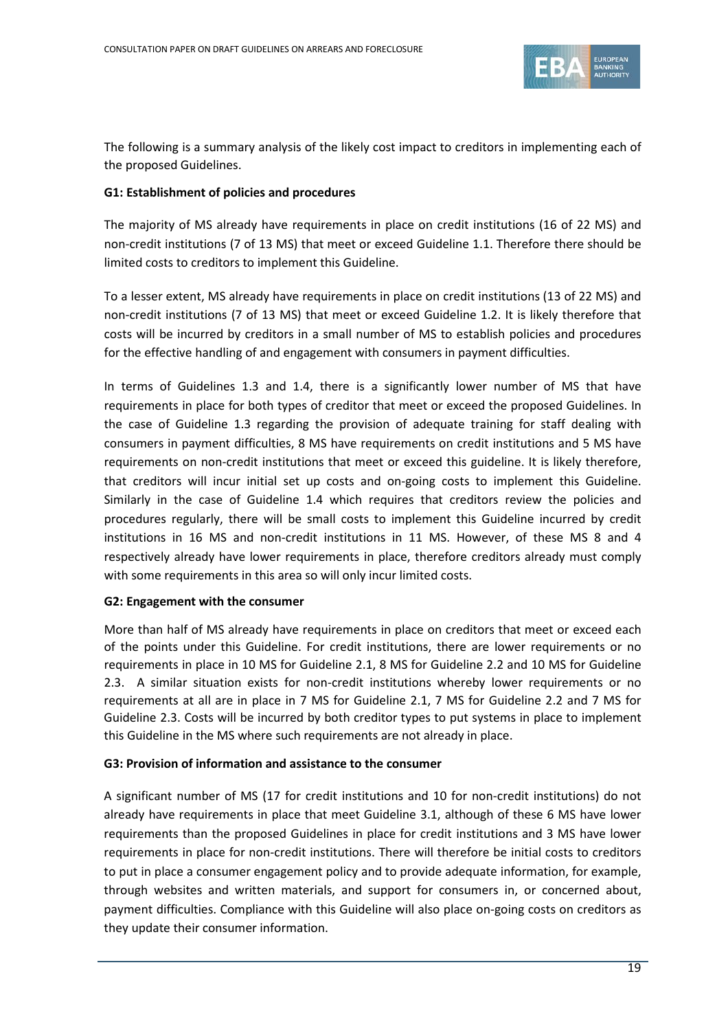The following is a summary analysis of the likely cost impact to creditors in implementing each of the proposed Guidelines.

**G1: Establishment of policies and procedures**

The majority of MS already have requirements in place on credit institutions (16 of 22 MS) and non-credit institutions (7 of 13 MS) that meet or exceed Guideline 1.1. Therefore there should be limited costs to creditors to implement this Guideline.

To a lesser extent, MS already have requirements in place on credit institutions (13 of 22 MS) and non-credit institutions (7 of 13 MS) that meet or exceed Guideline 1.2. It is likely therefore that costs will be incurred by creditors in a small number of MS to establish policies and procedures for the effective handling of and engagement with consumers in payment difficulties.

In terms of Guidelines 1.3 and 1.4, there is a significantly lower number of MS that have requirements in place for both types of creditor that meet or exceed the proposed Guidelines. In the case of Guideline 1.3 regarding the provision of adequate training for staff dealing with consumers in payment difficulties, 8 MS have requirements on credit institutions and 5 MS have requirements on non-credit institutions that meet or exceed this guideline. It is likely therefore, that creditors will incur initial set up costs and on-going costs to implement this Guideline. Similarly in the case of Guideline 1.4 which requires that creditors review the policies and procedures regularly, there will be small costs to implement this Guideline incurred by credit institutions in 16 MS and non-credit institutions in 11 MS. However, of these MS 8 and 4 respectively already have lower requirements in place, therefore creditors already must comply with some requirements in this area so will only incur limited costs.

**G2: Engagement with the consumer**

More than half of MS already have requirements in place on creditors that meet or exceed each of the points under this Guideline. For credit institutions, there are lower requirements or no requirements in place in 10 MS for Guideline 2.1, 8 MS for Guideline 2.2 and 10 MS for Guideline 2.3. A similar situation exists for non-credit institutions whereby lower requirements or no requirements at all are in place in 7 MS for Guideline 2.1, 7 MS for Guideline 2.2 and 7 MS for Guideline 2.3. Costs will be incurred by both creditor types to put systems in place to implement this Guideline in the MS where such requirements are not already in place.

**G3: Provision of information and assistance to the consumer**

A significant number of MS (17 for credit institutions and 10 for non-credit institutions) do not already have requirements in place that meet Guideline 3.1, although of these 6 MS have lower requirements than the proposed Guidelines in place for credit institutions and 3 MS have lower requirements in place for non-credit institutions. There will therefore be initial costs to creditors to put in place a consumer engagement policy and to provide adequate information, for example, through websites and written materials, and support for consumers in, or concerned about, payment difficulties. Compliance with this Guideline will also place on-going costs on creditors as they update their consumer information.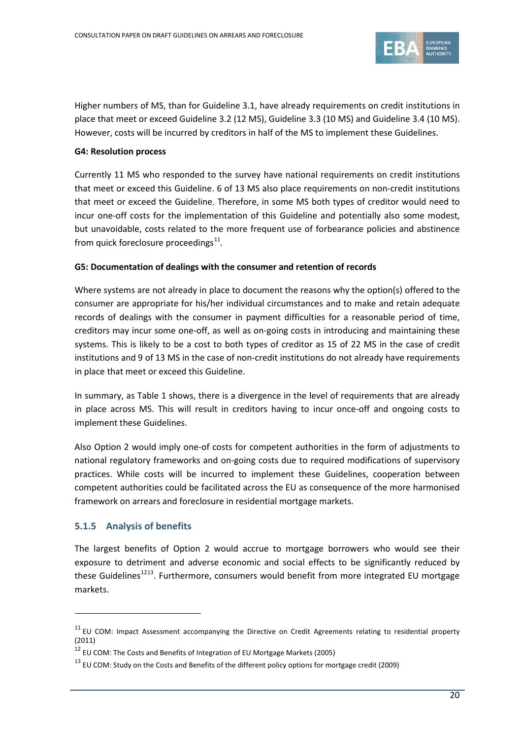Higher numbers of MS, than for Guideline 3.1, have already requirements on credit institutions in place that meet or exceed Guideline 3.2 (12 MS), Guideline 3.3 (10 MS) and Guideline 3.4 (10 MS). However, costs will be incurred by creditors in half of the MS to implement these Guidelines.

**G4: Resolution process**

Currently 11 MS who responded to the survey have national requirements on credit institutions that meet or exceed this Guideline. 6 of 13 MS also place requirements on non-credit institutions that meet or exceed the Guideline. Therefore, in some MS both types of creditor would need to incur one-off costs for the implementation of this Guideline and potentially also some modest, but unavoidable, costs related to the more frequent use of forbearance policies and abstinence from quick foreclosure proceedings[11].

**G5: Documentation of dealings with the consumer and retention of records**

Where systems are not already in place to document the reasons why the option(s) offered to the consumer are appropriate for his/her individual circumstances and to make and retain adequate records of dealings with the consumer in payment difficulties for a reasonable period of time, creditors may incur some one-off, as well as on-going costs in introducing and maintaining these systems. This is likely to be a cost to both types of creditor as 15 of 22 MS in the case of credit institutions and 9 of 13 MS in the case of non-credit institutions do not already have requirements in place that meet or exceed this Guideline.

In summary, as Table 1 shows, there is a divergence in the level of requirements that are already in place across MS. This will result in creditors having to incur once-off and ongoing costs to implement these Guidelines.

Also Option 2 would imply one-of costs for competent authorities in the form of adjustments to national regulatory frameworks and on-going costs due to required modifications of supervisory practices. While costs will be incurred to implement these Guidelines, cooperation between competent authorities could be facilitated across the EU as consequence of the more harmonised framework on arrears and foreclosure in residential mortgage markets.

### 5.1.5 Analysis of benefits

The largest benefits of Option 2 would accrue to mortgage borrowers who would see their exposure to detriment and adverse economic and social effects to be significantly reduced by these Guidelines[12][13]. Furthermore, consumers would benefit from more integrated EU mortgage markets.

---

[11] EU COM: Impact Assessment accompanying the Directive on Credit Agreements relating to residential property (2011)

[12] EU COM: The Costs and Benefits of Integration of EU Mortgage Markets (2005)

[13] EU COM: Study on the Costs and Benefits of the different policy options for mortgage credit (2009)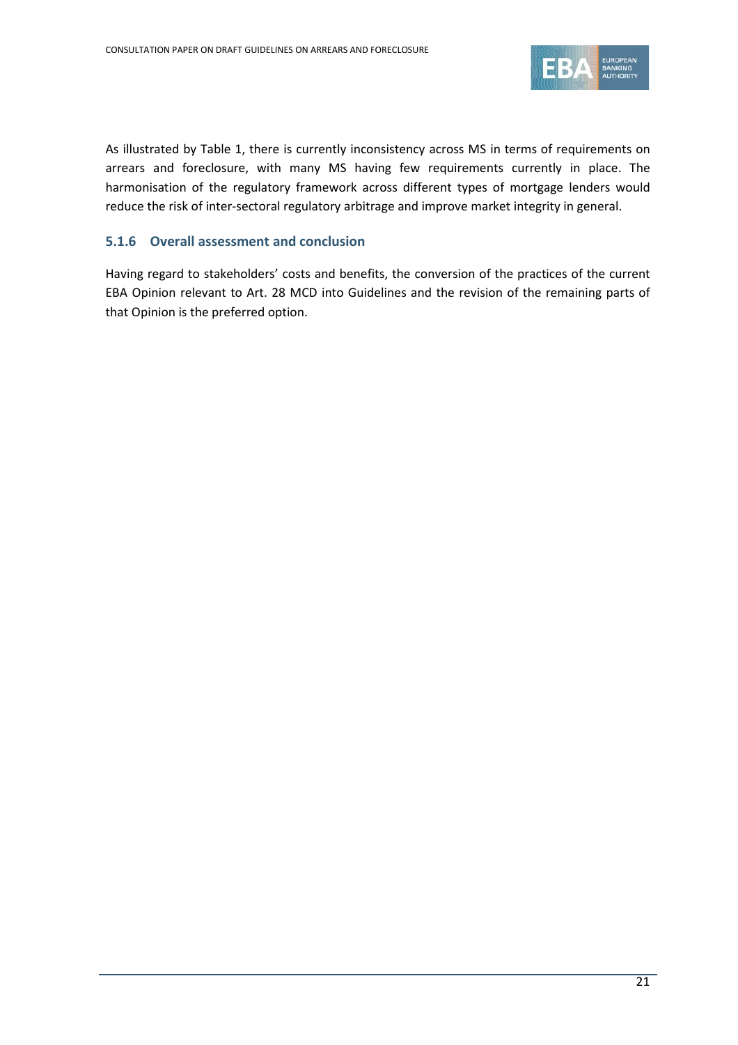As illustrated by Table 1, there is currently inconsistency across MS in terms of requirements on arrears and foreclosure, with many MS having few requirements currently in place. The harmonisation of the regulatory framework across different types of mortgage lenders would reduce the risk of inter-sectoral regulatory arbitrage and improve market integrity in general.

### 5.1.6 Overall assessment and conclusion

Having regard to stakeholders' costs and benefits, the conversion of the practices of the current EBA Opinion relevant to Art. 28 MCD into Guidelines and the revision of the remaining parts of that Opinion is the preferred option.